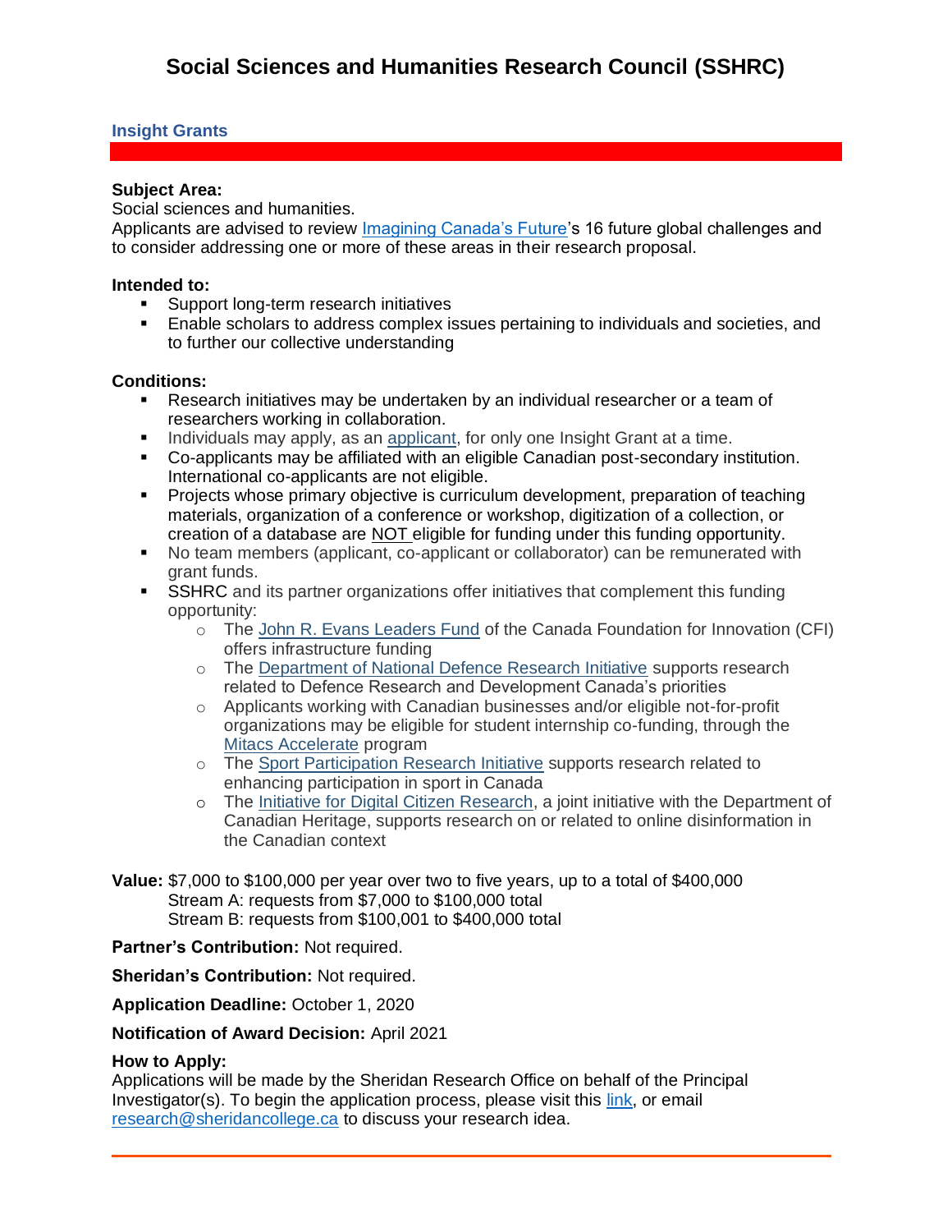# Social Sciences and Humanities Research Council (SSHRC)

## Insight Grants

**Subject Area:**
Social sciences and humanities.
Applicants are advised to review Imagining Canada's Future's 16 future global challenges and to consider addressing one or more of these areas in their research proposal.

**Intended to:**

- Support long-term research initiatives
- Enable scholars to address complex issues pertaining to individuals and societies, and to further our collective understanding

**Conditions:**

- Research initiatives may be undertaken by an individual researcher or a team of researchers working in collaboration.
- Individuals may apply, as an applicant, for only one Insight Grant at a time.
- Co-applicants may be affiliated with an eligible Canadian post-secondary institution. International co-applicants are not eligible.
- Projects whose primary objective is curriculum development, preparation of teaching materials, organization of a conference or workshop, digitization of a collection, or creation of a database are NOT eligible for funding under this funding opportunity.
- No team members (applicant, co-applicant or collaborator) can be remunerated with grant funds.
- SSHRC and its partner organizations offer initiatives that complement this funding opportunity:
  - The John R. Evans Leaders Fund of the Canada Foundation for Innovation (CFI) offers infrastructure funding
  - The Department of National Defence Research Initiative supports research related to Defence Research and Development Canada's priorities
  - Applicants working with Canadian businesses and/or eligible not-for-profit organizations may be eligible for student internship co-funding, through the Mitacs Accelerate program
  - The Sport Participation Research Initiative supports research related to enhancing participation in sport in Canada
  - The Initiative for Digital Citizen Research, a joint initiative with the Department of Canadian Heritage, supports research on or related to online disinformation in the Canadian context

**Value:** $7,000 to $100,000 per year over two to five years, up to a total of $400,000
Stream A: requests from $7,000 to $100,000 total
Stream B: requests from $100,001 to $400,000 total

**Partner's Contribution:** Not required.

**Sheridan's Contribution:** Not required.

**Application Deadline:** October 1, 2020

**Notification of Award Decision:** April 2021

**How to Apply:**
Applications will be made by the Sheridan Research Office on behalf of the Principal Investigator(s). To begin the application process, please visit this link, or email research@sheridancollege.ca to discuss your research idea.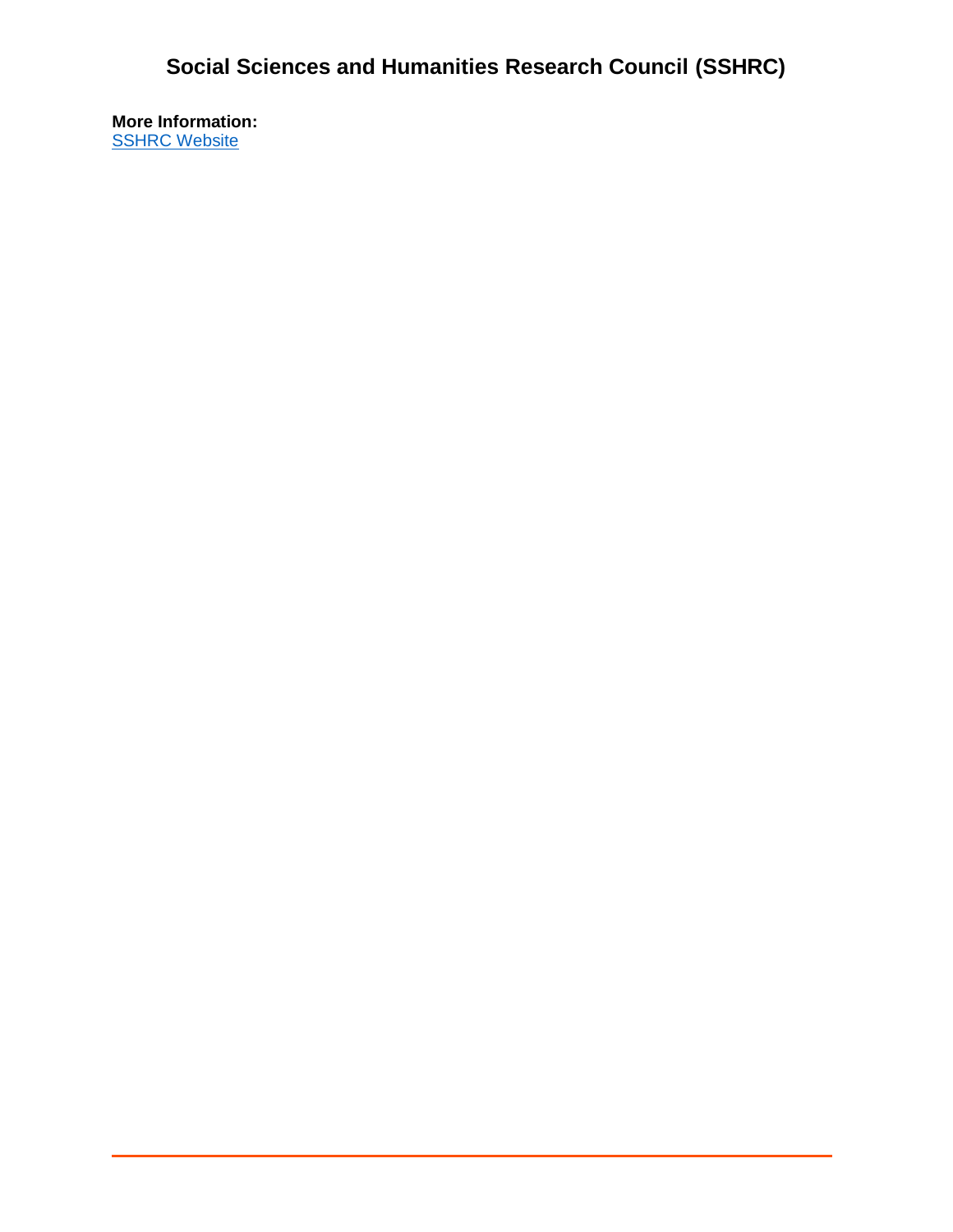# Social Sciences and Humanities Research Council (SSHRC)

**More Information:**
SSHRC Website